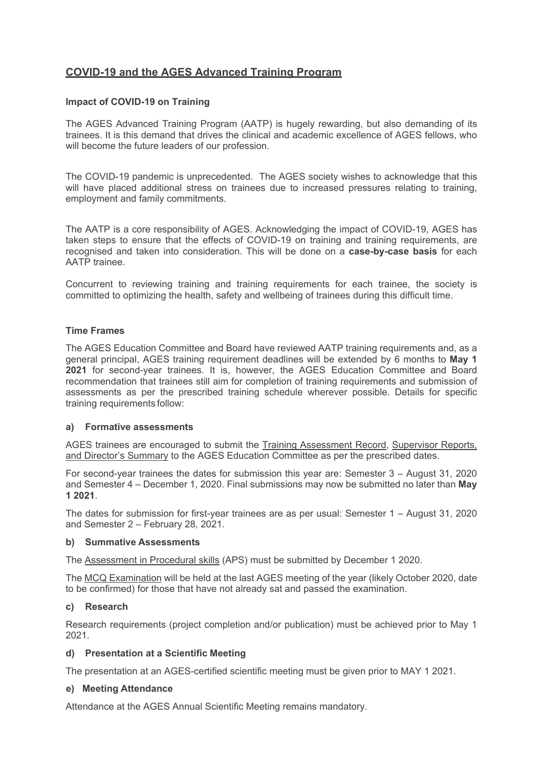# COVID-19 and the AGES Advanced Training Program

### Impact of COVID-19 on Training

The AGES Advanced Training Program (AATP) is hugely rewarding, but also demanding of its trainees. It is this demand that drives the clinical and academic excellence of AGES fellows, who will become the future leaders of our profession.

The COVID-19 pandemic is unprecedented. The AGES society wishes to acknowledge that this will have placed additional stress on trainees due to increased pressures relating to training, employment and family commitments.

The AATP is a core responsibility of AGES. Acknowledging the impact of COVID-19, AGES has taken steps to ensure that the effects of COVID-19 on training and training requirements, are recognised and taken into consideration. This will be done on a **case-by-case basis** for each AATP trainee.

Concurrent to reviewing training and training requirements for each trainee, the society is committed to optimizing the health, safety and wellbeing of trainees during this difficult time.

### Time Frames

The AGES Education Committee and Board have reviewed AATP training requirements and, as a general principal, AGES training requirement deadlines will be extended by 6 months to **May 1 2021** for second-year trainees. It is, however, the AGES Education Committee and Board recommendation that trainees still aim for completion of training requirements and submission of assessments as per the prescribed training schedule wherever possible. Details for specific training requirements follow:

#### a) Formative assessments

AGES trainees are encouraged to submit the Training Assessment Record, Supervisor Reports, and Director's Summary to the AGES Education Committee as per the prescribed dates.

For second-year trainees the dates for submission this year are: Semester 3 – August 31, 2020 and Semester 4 – December 1, 2020. Final submissions may now be submitted no later than **May 1 2021**.

The dates for submission for first-year trainees are as per usual: Semester 1 – August 31, 2020 and Semester 2 – February 28, 2021.

#### b) Summative Assessments

The Assessment in Procedural skills (APS) must be submitted by December 1 2020.

The MCQ Examination will be held at the last AGES meeting of the year (likely October 2020, date to be confirmed) for those that have not already sat and passed the examination.

#### c) Research

Research requirements (project completion and/or publication) must be achieved prior to May 1 2021.

#### d) Presentation at a Scientific Meeting

The presentation at an AGES-certified scientific meeting must be given prior to MAY 1 2021.

#### e) Meeting Attendance

Attendance at the AGES Annual Scientific Meeting remains mandatory.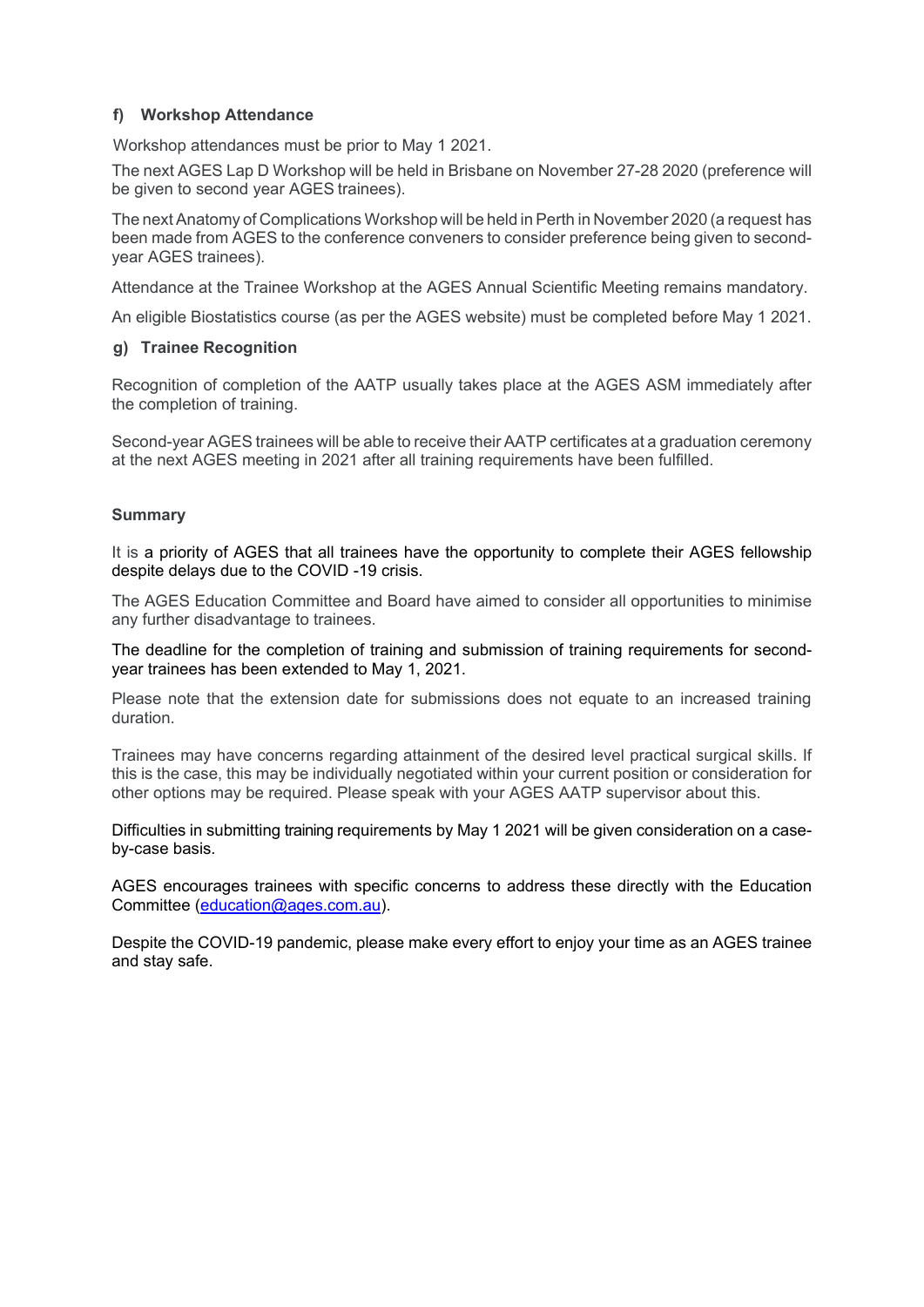### f) Workshop Attendance

Workshop attendances must be prior to May 1 2021.

The next AGES Lap D Workshop will be held in Brisbane on November 27-28 2020 (preference will be given to second year AGES trainees).

The next Anatomy of Complications Workshop will be held in Perth in November 2020 (a request has been made from AGES to the conference conveners to consider preference being given to second-year AGES trainees).

Attendance at the Trainee Workshop at the AGES Annual Scientific Meeting remains mandatory.

An eligible Biostatistics course (as per the AGES website) must be completed before May 1 2021.

### g) Trainee Recognition

Recognition of completion of the AATP usually takes place at the AGES ASM immediately after the completion of training.

Second-year AGES trainees will be able to receive their AATP certificates at a graduation ceremony at the next AGES meeting in 2021 after all training requirements have been fulfilled.

### Summary

It is a priority of AGES that all trainees have the opportunity to complete their AGES fellowship despite delays due to the COVID -19 crisis.

The AGES Education Committee and Board have aimed to consider all opportunities to minimise any further disadvantage to trainees.

The deadline for the completion of training and submission of training requirements for second-year trainees has been extended to May 1, 2021.

Please note that the extension date for submissions does not equate to an increased training duration.

Trainees may have concerns regarding attainment of the desired level practical surgical skills. If this is the case, this may be individually negotiated within your current position or consideration for other options may be required. Please speak with your AGES AATP supervisor about this.

Difficulties in submitting training requirements by May 1 2021 will be given consideration on a case-by-case basis.

AGES encourages trainees with specific concerns to address these directly with the Education Committee (education@ages.com.au).

Despite the COVID-19 pandemic, please make every effort to enjoy your time as an AGES trainee and stay safe.